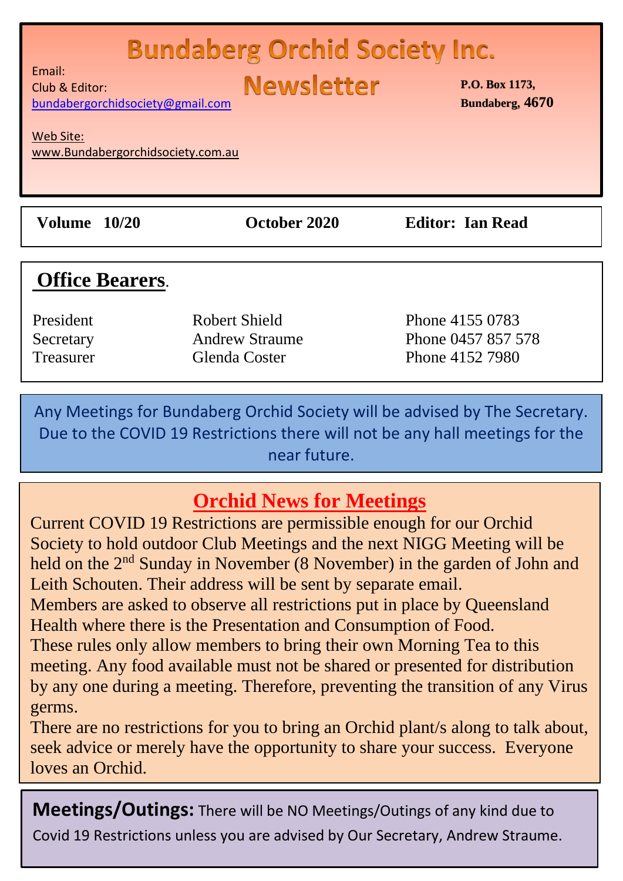# Bundaberg Orchid Society Inc. Newsletter

Email:
Club & Editor:
bundabergorchidsociety@gmail.com

Web Site:
www.Bundabergorchidsociety.com.au

**P.O. Box 1173,**
**Bundaberg, 4670**

**Volume 10/20** | **October 2020** | **Editor: Ian Read**

## Office Bearers.

| | | |
|---|---|---|
| President | Robert Shield | Phone 4155 0783 |
| Secretary | Andrew Straume | Phone 0457 857 578 |
| Treasurer | Glenda Coster | Phone 4152 7980 |

Any Meetings for Bundaberg Orchid Society will be advised by The Secretary. Due to the COVID 19 Restrictions there will not be any hall meetings for the near future.

## Orchid News for Meetings

Current COVID 19 Restrictions are permissible enough for our Orchid Society to hold outdoor Club Meetings and the next NIGG Meeting will be held on the 2nd Sunday in November (8 November) in the garden of John and Leith Schouten. Their address will be sent by separate email.

Members are asked to observe all restrictions put in place by Queensland Health where there is the Presentation and Consumption of Food.

These rules only allow members to bring their own Morning Tea to this meeting. Any food available must not be shared or presented for distribution by any one during a meeting. Therefore, preventing the transition of any Virus germs.

There are no restrictions for you to bring an Orchid plant/s along to talk about, seek advice or merely have the opportunity to share your success. Everyone loves an Orchid.

**Meetings/Outings:** There will be NO Meetings/Outings of any kind due to Covid 19 Restrictions unless you are advised by Our Secretary, Andrew Straume.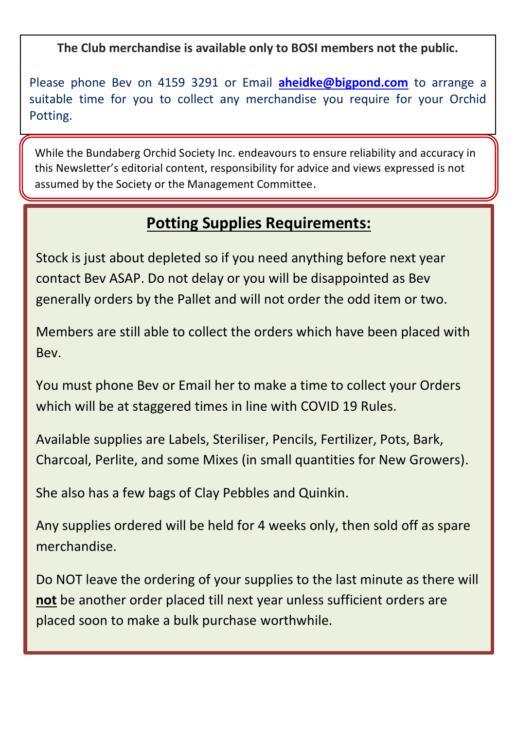**The Club merchandise is available only to BOSI members not the public.**

Please phone Bev on 4159 3291 or Email **aheidke@bigpond.com** to arrange a suitable time for you to collect any merchandise you require for your Orchid Potting.

While the Bundaberg Orchid Society Inc. endeavours to ensure reliability and accuracy in this Newsletter's editorial content, responsibility for advice and views expressed is not assumed by the Society or the Management Committee.

## Potting Supplies Requirements:

Stock is just about depleted so if you need anything before next year contact Bev ASAP. Do not delay or you will be disappointed as Bev generally orders by the Pallet and will not order the odd item or two.

Members are still able to collect the orders which have been placed with Bev.

You must phone Bev or Email her to make a time to collect your Orders which will be at staggered times in line with COVID 19 Rules.

Available supplies are Labels, Steriliser, Pencils, Fertilizer, Pots, Bark, Charcoal, Perlite, and some Mixes (in small quantities for New Growers).

She also has a few bags of Clay Pebbles and Quinkin.

Any supplies ordered will be held for 4 weeks only, then sold off as spare merchandise.

Do NOT leave the ordering of your supplies to the last minute as there will **not** be another order placed till next year unless sufficient orders are placed soon to make a bulk purchase worthwhile.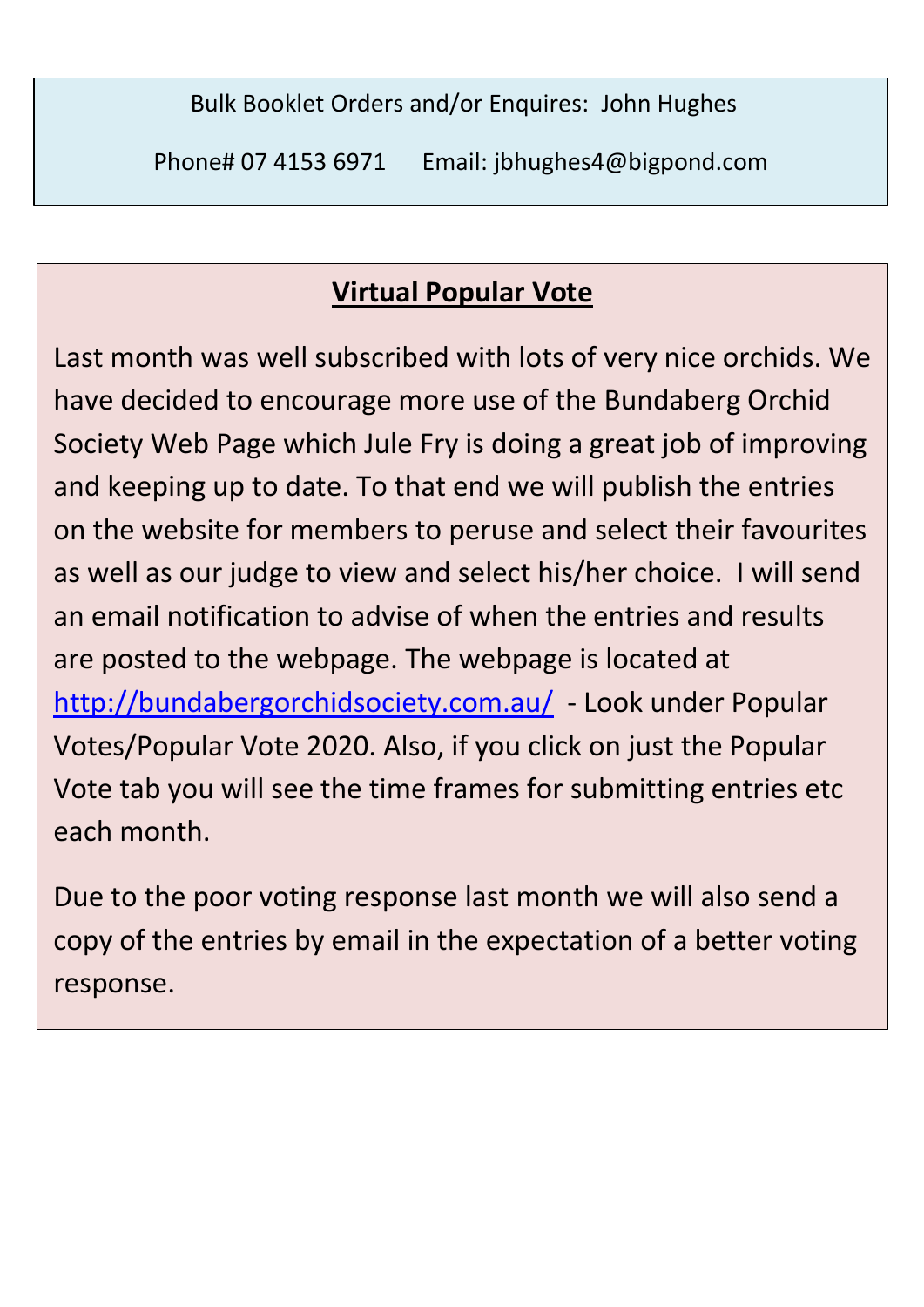Bulk Booklet Orders and/or Enquires: John Hughes

Phone# 07 4153 6971 Email: jbhughes4@bigpond.com

## Virtual Popular Vote

Last month was well subscribed with lots of very nice orchids. We have decided to encourage more use of the Bundaberg Orchid Society Web Page which Jule Fry is doing a great job of improving and keeping up to date. To that end we will publish the entries on the website for members to peruse and select their favourites as well as our judge to view and select his/her choice. I will send an email notification to advise of when the entries and results are posted to the webpage. The webpage is located at http://bundabergorchidsociety.com.au/ - Look under Popular Votes/Popular Vote 2020. Also, if you click on just the Popular Vote tab you will see the time frames for submitting entries etc each month.

Due to the poor voting response last month we will also send a copy of the entries by email in the expectation of a better voting response.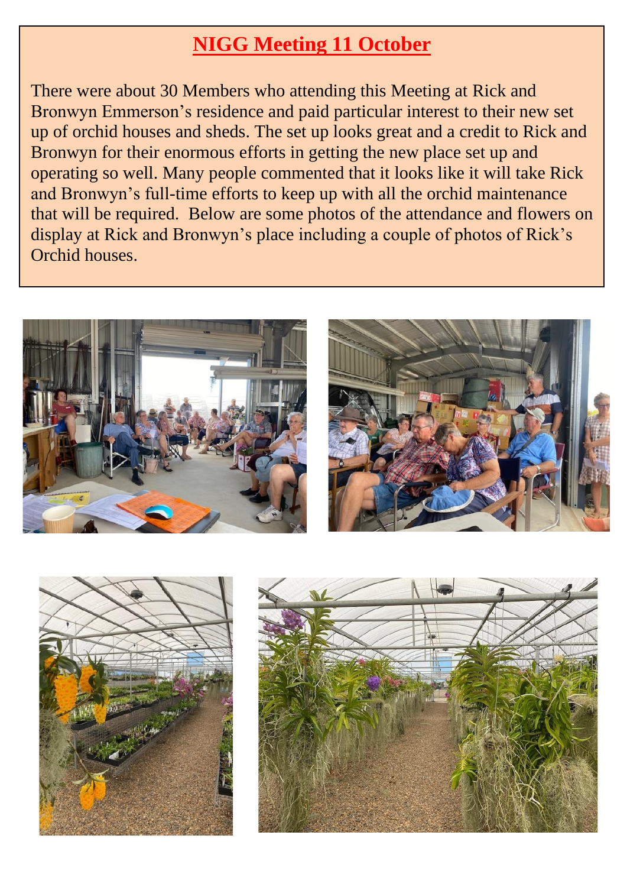# NIGG Meeting 11 October

There were about 30 Members who attending this Meeting at Rick and Bronwyn Emmerson's residence and paid particular interest to their new set up of orchid houses and sheds. The set up looks great and a credit to Rick and Bronwyn for their enormous efforts in getting the new place set up and operating so well. Many people commented that it looks like it will take Rick and Bronwyn's full-time efforts to keep up with all the orchid maintenance that will be required. Below are some photos of the attendance and flowers on display at Rick and Bronwyn's place including a couple of photos of Rick's Orchid houses.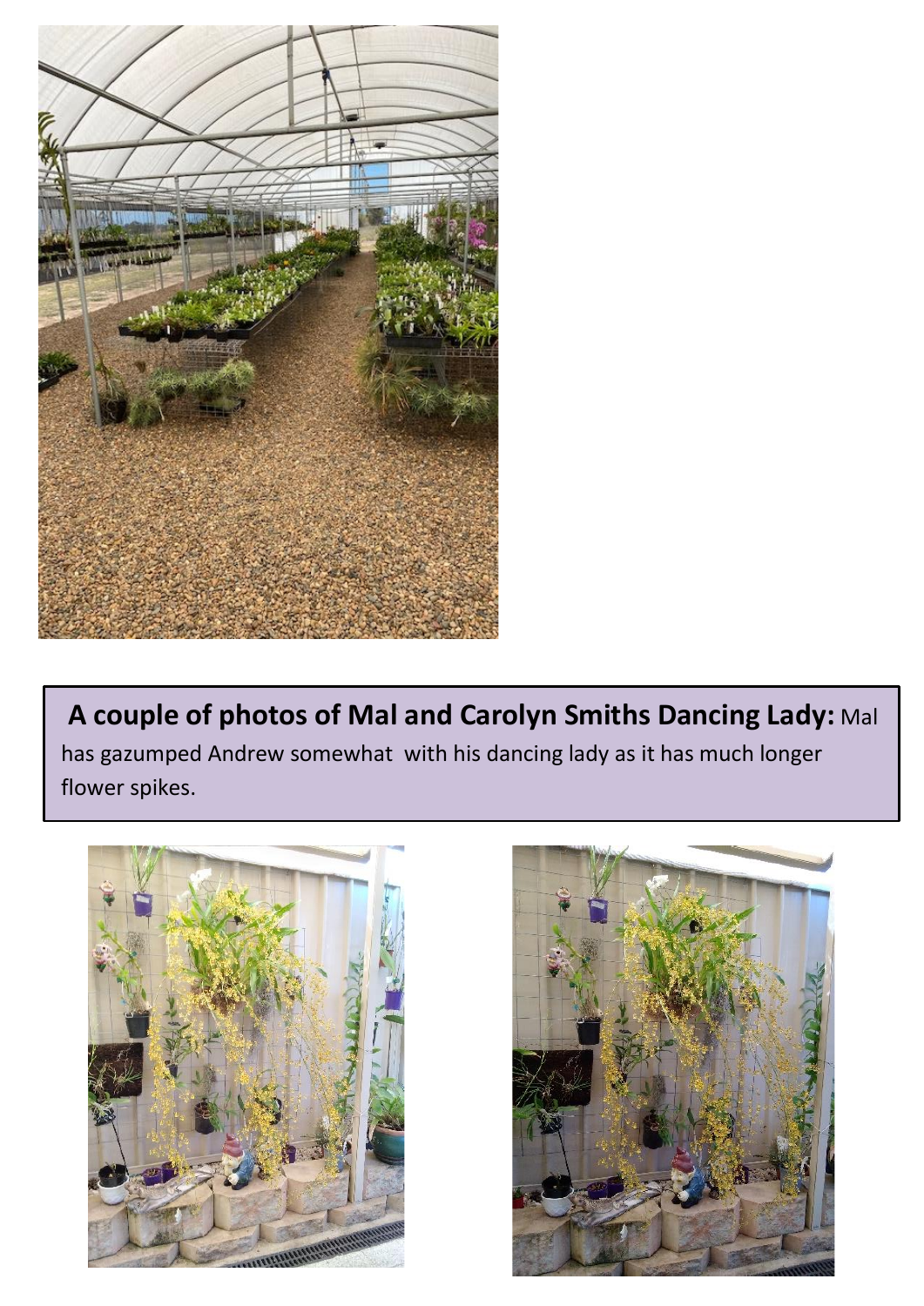**A couple of photos of Mal and Carolyn Smiths Dancing Lady:** Mal has gazumped Andrew somewhat with his dancing lady as it has much longer flower spikes.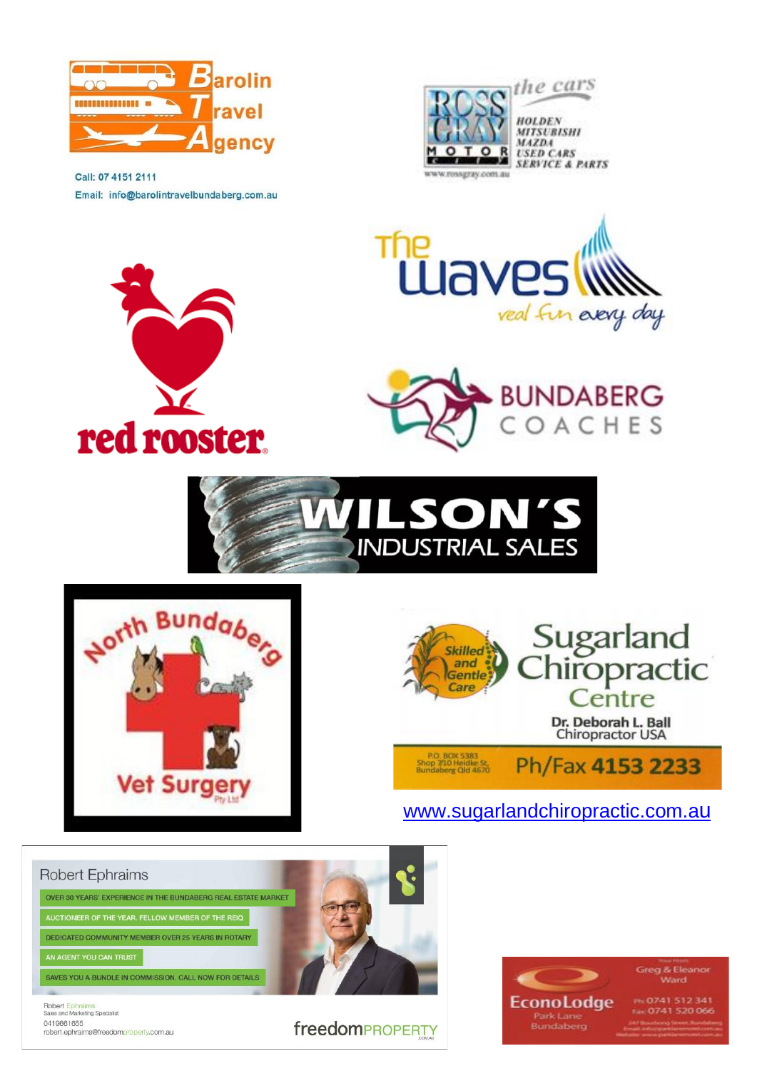**Barolin Travel Agency**

Call: 07 4151 2111

Email: info@barolintravelbundaberg.com.au

**ROSS GRAY MOTOR** *the cars*

HOLDEN
MITSUBISHI
MAZDA
USED CARS
SERVICE & PARTS

www.rossgray.com.au

**red rooster.**

**The waves** *real fun every day*

**BUNDABERG COACHES**

**WILSON'S INDUSTRIAL SALES**

**North Bundaberg Vet Surgery** Pty Ltd

**Sugarland Chiropractic Centre**

Skilled and Gentle Care

Dr. Deborah L. Ball
Chiropractor USA

P.O. BOX 5383
Shop 7/10 Heidke St,
Bundaberg Qld 4670

Ph/Fax 4153 2233

www.sugarlandchiropractic.com.au

**Robert Ephraims**

- OVER 30 YEARS' EXPERIENCE IN THE BUNDABERG REAL ESTATE MARKET
- AUCTIONEER OF THE YEAR. FELLOW MEMBER OF THE REIQ
- DEDICATED COMMUNITY MEMBER OVER 25 YEARS IN ROTARY
- AN AGENT YOU CAN TRUST
- SAVES YOU A BUNDLE IN COMMISSION. CALL NOW FOR DETAILS

Robert Ephraims
Sales and Marketing Specialist
0419661655
robert.ephraims@freedomproperty.com.au

freedomPROPERTY

**EconoLodge** Park Lane Bundaberg

Greg & Eleanor Ward

Ph: 0741 512 341
Fax: 0741 520 066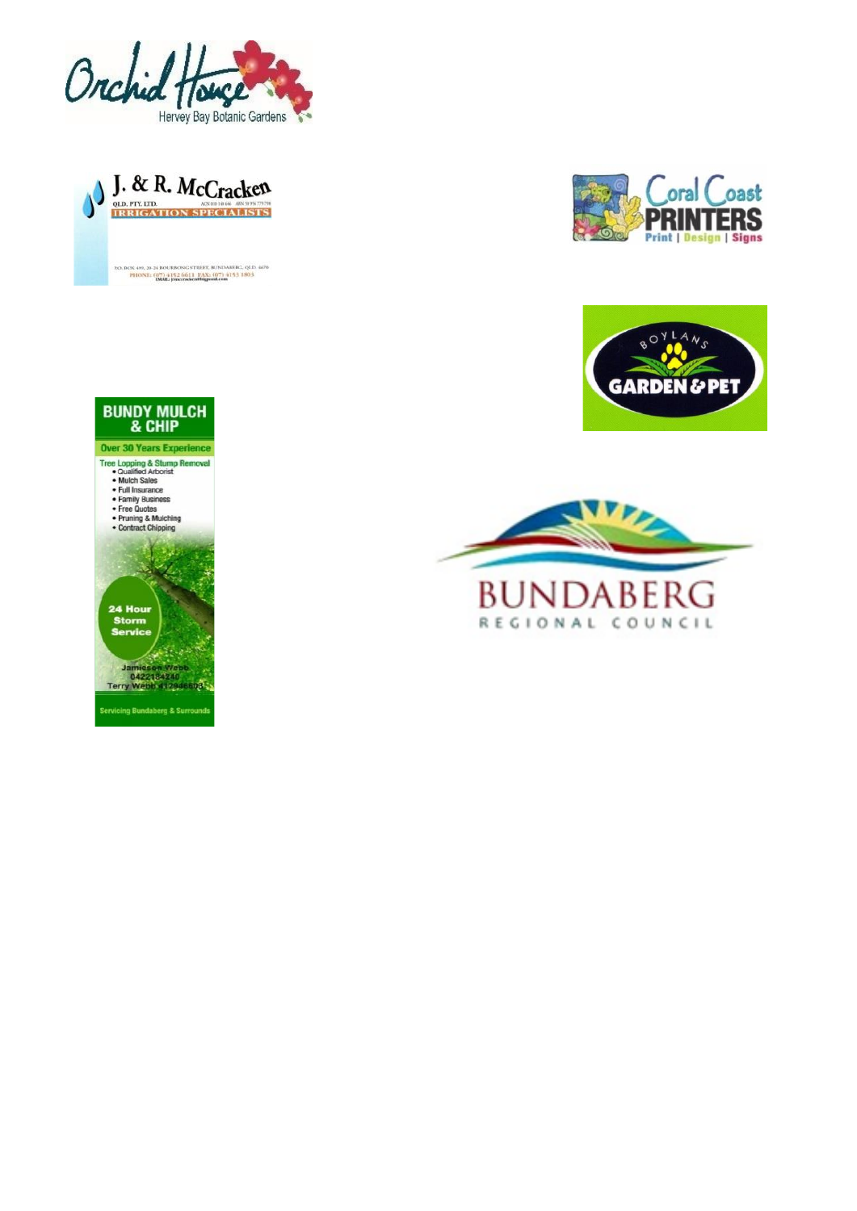Orchid House
Hervey Bay Botanic Gardens

J. & R. McCracken
QLD. PTY. LTD.
IRRIGATION SPECIALISTS
P.O. BOX 495, 20-24 BOURBONG STREET, BUNDABERG, QLD. 4670
PHONE: (07) 4152 0611 FAX: (07) 4153 1803

Coral Coast PRINTERS
Print | Design | Signs

BOYLANS
GARDEN & PET

BUNDY MULCH & CHIP
Over 30 Years Experience
Tree Lopping & Stump Removal
- Qualified Arborist
- Mulch Sales
- Full Insurance
- Family Business
- Free Quotes
- Pruning & Mulching
- Contract Chipping

24 Hour Storm Service

Jamieson Webb 0422184240
Terry Webb 412846603

Servicing Bundaberg & Surrounds

BUNDABERG
REGIONAL COUNCIL